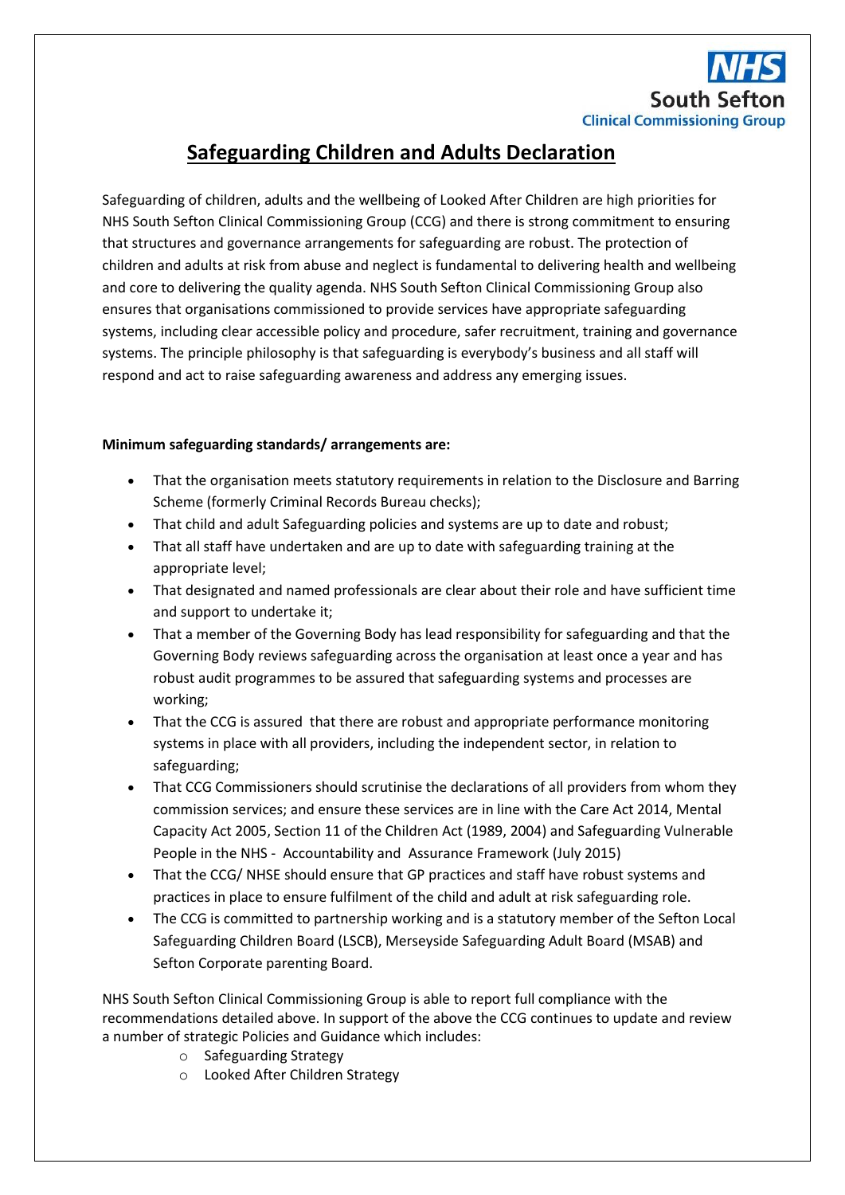NHS South Sefton Clinical Commissioning Group

# Safeguarding Children and Adults Declaration

Safeguarding of children, adults and the wellbeing of Looked After Children are high priorities for NHS South Sefton Clinical Commissioning Group (CCG) and there is strong commitment to ensuring that structures and governance arrangements for safeguarding are robust. The protection of children and adults at risk from abuse and neglect is fundamental to delivering health and wellbeing and core to delivering the quality agenda. NHS South Sefton Clinical Commissioning Group also ensures that organisations commissioned to provide services have appropriate safeguarding systems, including clear accessible policy and procedure, safer recruitment, training and governance systems. The principle philosophy is that safeguarding is everybody's business and all staff will respond and act to raise safeguarding awareness and address any emerging issues.

**Minimum safeguarding standards/ arrangements are:**

- That the organisation meets statutory requirements in relation to the Disclosure and Barring Scheme (formerly Criminal Records Bureau checks);
- That child and adult Safeguarding policies and systems are up to date and robust;
- That all staff have undertaken and are up to date with safeguarding training at the appropriate level;
- That designated and named professionals are clear about their role and have sufficient time and support to undertake it;
- That a member of the Governing Body has lead responsibility for safeguarding and that the Governing Body reviews safeguarding across the organisation at least once a year and has robust audit programmes to be assured that safeguarding systems and processes are working;
- That the CCG is assured that there are robust and appropriate performance monitoring systems in place with all providers, including the independent sector, in relation to safeguarding;
- That CCG Commissioners should scrutinise the declarations of all providers from whom they commission services; and ensure these services are in line with the Care Act 2014, Mental Capacity Act 2005, Section 11 of the Children Act (1989, 2004) and Safeguarding Vulnerable People in the NHS - Accountability and Assurance Framework (July 2015)
- That the CCG/ NHSE should ensure that GP practices and staff have robust systems and practices in place to ensure fulfilment of the child and adult at risk safeguarding role.
- The CCG is committed to partnership working and is a statutory member of the Sefton Local Safeguarding Children Board (LSCB), Merseyside Safeguarding Adult Board (MSAB) and Sefton Corporate parenting Board.

NHS South Sefton Clinical Commissioning Group is able to report full compliance with the recommendations detailed above. In support of the above the CCG continues to update and review a number of strategic Policies and Guidance which includes:

- Safeguarding Strategy
- Looked After Children Strategy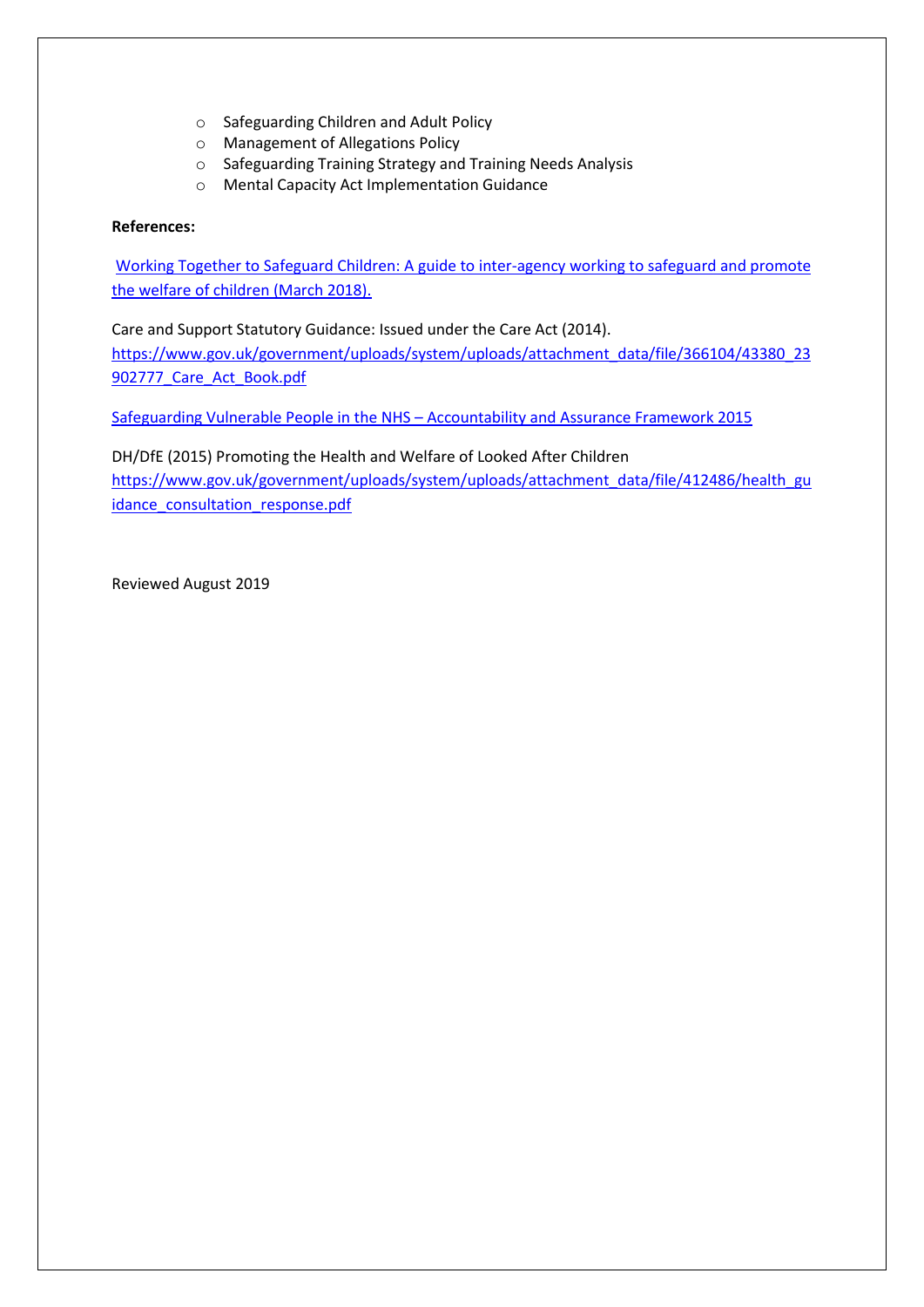- Safeguarding Children and Adult Policy
- Management of Allegations Policy
- Safeguarding Training Strategy and Training Needs Analysis
- Mental Capacity Act Implementation Guidance

**References:**

Working Together to Safeguard Children: A guide to inter-agency working to safeguard and promote the welfare of children (March 2018).

Care and Support Statutory Guidance: Issued under the Care Act (2014).
https://www.gov.uk/government/uploads/system/uploads/attachment_data/file/366104/43380_23902777_Care_Act_Book.pdf

Safeguarding Vulnerable People in the NHS – Accountability and Assurance Framework 2015

DH/DfE (2015) Promoting the Health and Welfare of Looked After Children
https://www.gov.uk/government/uploads/system/uploads/attachment_data/file/412486/health_guidance_consultation_response.pdf

Reviewed August 2019